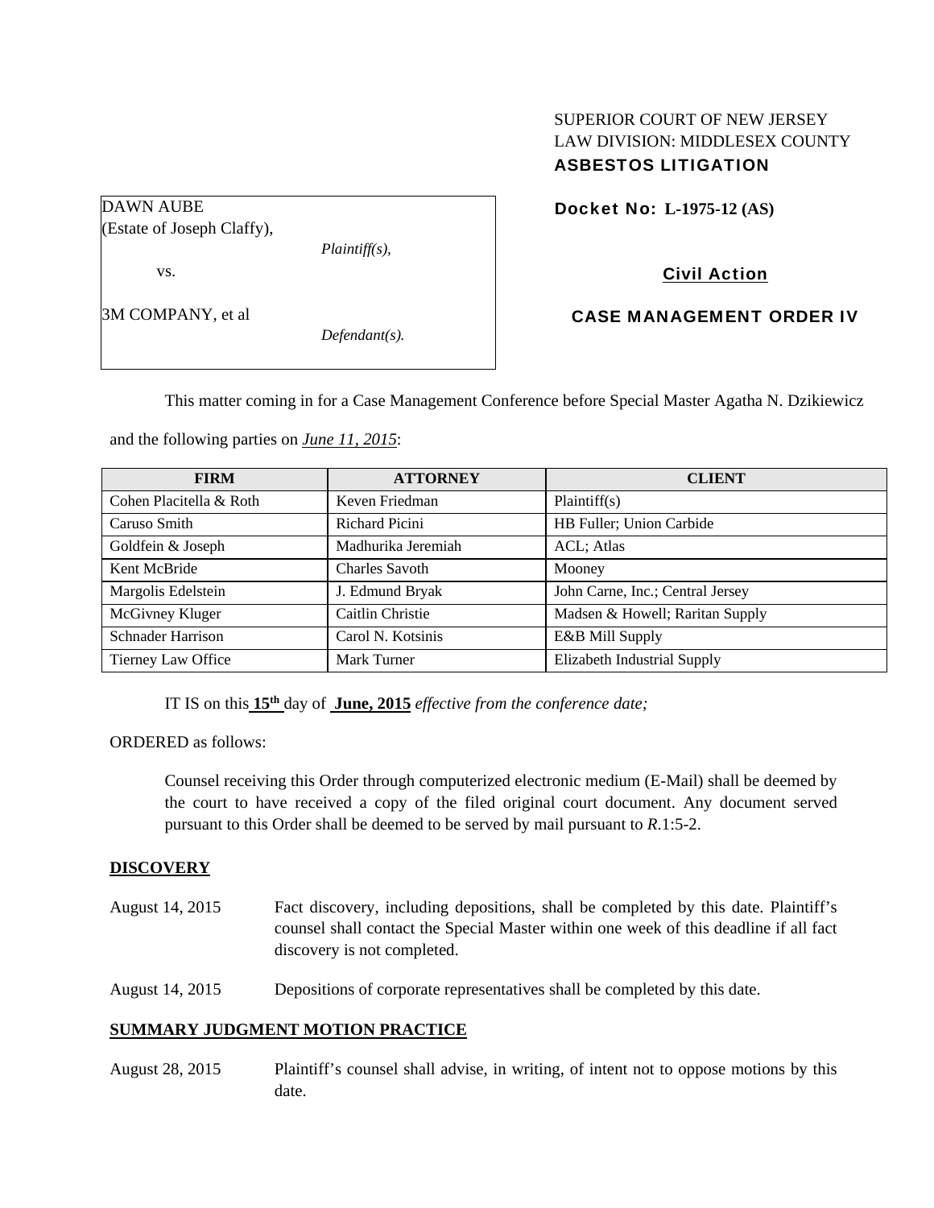SUPERIOR COURT OF NEW JERSEY
LAW DIVISION: MIDDLESEX COUNTY
**ASBESTOS LITIGATION**

DAWN AUBE
(Estate of Joseph Claffy),

*Plaintiff(s),*

vs.

3M COMPANY, et al

*Defendant(s).*

**Docket No: L-1975-12 (AS)**

**Civil Action**

**CASE MANAGEMENT ORDER IV**

This matter coming in for a Case Management Conference before Special Master Agatha N. Dzikiewicz and the following parties on ***June 11, 2015***:

| FIRM | ATTORNEY | CLIENT |
|---|---|---|
| Cohen Placitella & Roth | Keven Friedman | Plaintiff(s) |
| Caruso Smith | Richard Picini | HB Fuller; Union Carbide |
| Goldfein & Joseph | Madhurika Jeremiah | ACL; Atlas |
| Kent McBride | Charles Savoth | Mooney |
| Margolis Edelstein | J. Edmund Bryak | John Carne, Inc.; Central Jersey |
| McGivney Kluger | Caitlin Christie | Madsen & Howell; Raritan Supply |
| Schnader Harrison | Carol N. Kotsinis | E&B Mill Supply |
| Tierney Law Office | Mark Turner | Elizabeth Industrial Supply |

IT IS on this **15th** day of **June, 2015** *effective from the conference date;*

ORDERED as follows:

Counsel receiving this Order through computerized electronic medium (E-Mail) shall be deemed by the court to have received a copy of the filed original court document. Any document served pursuant to this Order shall be deemed to be served by mail pursuant to *R*.1:5-2.

## DISCOVERY

August 14, 2015 — Fact discovery, including depositions, shall be completed by this date. Plaintiff's counsel shall contact the Special Master within one week of this deadline if all fact discovery is not completed.

August 14, 2015 — Depositions of corporate representatives shall be completed by this date.

## SUMMARY JUDGMENT MOTION PRACTICE

August 28, 2015 — Plaintiff's counsel shall advise, in writing, of intent not to oppose motions by this date.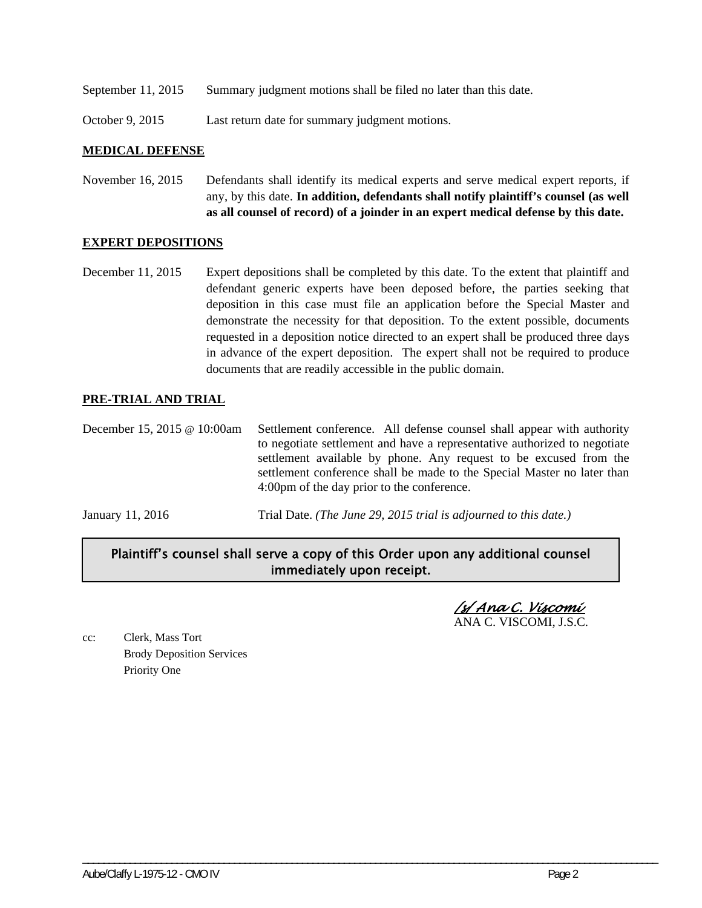September 11, 2015 Summary judgment motions shall be filed no later than this date.

October 9, 2015 Last return date for summary judgment motions.

**MEDICAL DEFENSE**

November 16, 2015 Defendants shall identify its medical experts and serve medical expert reports, if any, by this date. **In addition, defendants shall notify plaintiff's counsel (as well as all counsel of record) of a joinder in an expert medical defense by this date.**

**EXPERT DEPOSITIONS**

December 11, 2015 Expert depositions shall be completed by this date. To the extent that plaintiff and defendant generic experts have been deposed before, the parties seeking that deposition in this case must file an application before the Special Master and demonstrate the necessity for that deposition. To the extent possible, documents requested in a deposition notice directed to an expert shall be produced three days in advance of the expert deposition. The expert shall not be required to produce documents that are readily accessible in the public domain.

**PRE-TRIAL AND TRIAL**

December 15, 2015 @ 10:00am Settlement conference. All defense counsel shall appear with authority to negotiate settlement and have a representative authorized to negotiate settlement available by phone. Any request to be excused from the settlement conference shall be made to the Special Master no later than 4:00pm of the day prior to the conference.

January 11, 2016 Trial Date. *(The June 29, 2015 trial is adjourned to this date.)*

**Plaintiff's counsel shall serve a copy of this Order upon any additional counsel immediately upon receipt.**

*/s/ Ana C. Viscomi*
ANA C. VISCOMI, J.S.C.

cc: Clerk, Mass Tort
Brody Deposition Services
Priority One

Aube/Claffy L-1975-12 - CMO IV